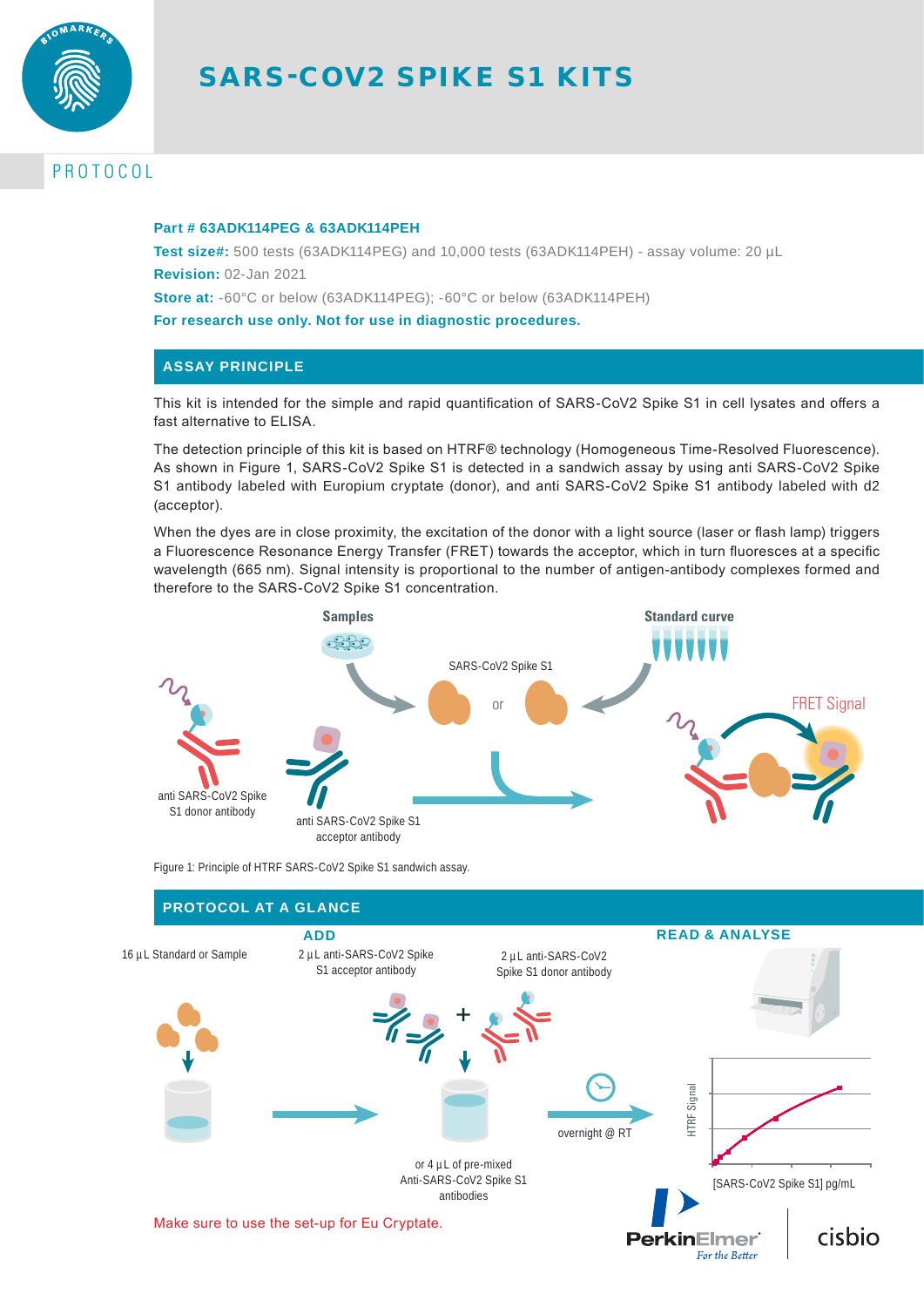# SARS-COV2 SPIKE S1 KITS

PROTOCOL

**Part # 63ADK114PEG & 63ADK114PEH**

**Test size#:** 500 tests (63ADK114PEG) and 10,000 tests (63ADK114PEH) - assay volume: 20 µL

**Revision:** 02-Jan 2021

**Store at:** -60°C or below (63ADK114PEG); -60°C or below (63ADK114PEH)

**For research use only. Not for use in diagnostic procedures.**

## ASSAY PRINCIPLE

This kit is intended for the simple and rapid quantification of SARS-CoV2 Spike S1 in cell lysates and offers a fast alternative to ELISA.

The detection principle of this kit is based on HTRF® technology (Homogeneous Time-Resolved Fluorescence). As shown in Figure 1, SARS-CoV2 Spike S1 is detected in a sandwich assay by using anti SARS-CoV2 Spike S1 antibody labeled with Europium cryptate (donor), and anti SARS-CoV2 Spike S1 antibody labeled with d2 (acceptor).

When the dyes are in close proximity, the excitation of the donor with a light source (laser or flash lamp) triggers a Fluorescence Resonance Energy Transfer (FRET) towards the acceptor, which in turn fluoresces at a specific wavelength (665 nm). Signal intensity is proportional to the number of antigen-antibody complexes formed and therefore to the SARS-CoV2 Spike S1 concentration.

Samples · Standard curve · SARS-CoV2 Spike S1 or · FRET Signal · anti SARS-CoV2 Spike S1 donor antibody · anti SARS-CoV2 Spike S1 acceptor antibody

Figure 1: Principle of HTRF SARS-CoV2 Spike S1 sandwich assay.

## PROTOCOL AT A GLANCE

**ADD**

- 16 µL Standard or Sample
- 2 µL anti-SARS-CoV2 Spike S1 acceptor antibody + 2 µL anti-SARS-CoV2 Spike S1 donor antibody
  - or 4 µL of pre-mixed Anti-SARS-CoV2 Spike S1 antibodies
- overnight @ RT

**READ & ANALYSE**

HTRF Signal vs. [SARS-CoV2 Spike S1] pg/mL

Make sure to use the set-up for Eu Cryptate.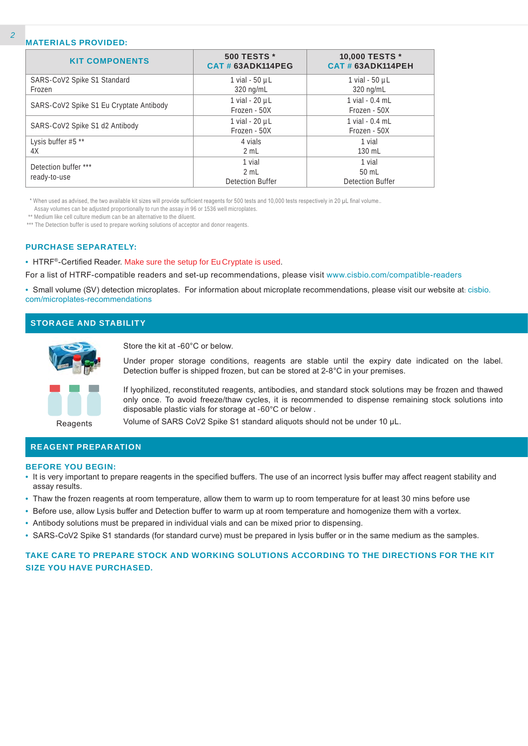## MATERIALS PROVIDED:

| KIT COMPONENTS | 500 TESTS * CAT # 63ADK114PEG | 10,000 TESTS * CAT # 63ADK114PEH |
|---|---|---|
| SARS-CoV2 Spike S1 Standard Frozen | 1 vial - 50 µL 320 ng/mL | 1 vial - 50 µL 320 ng/mL |
| SARS-CoV2 Spike S1 Eu Cryptate Antibody | 1 vial - 20 µL Frozen - 50X | 1 vial - 0.4 mL Frozen - 50X |
| SARS-CoV2 Spike S1 d2 Antibody | 1 vial - 20 µL Frozen - 50X | 1 vial - 0.4 mL Frozen - 50X |
| Lysis buffer #5 ** 4X | 4 vials 2 mL | 1 vial 130 mL |
| Detection buffer *** ready-to-use | 1 vial 2 mL Detection Buffer | 1 vial 50 mL Detection Buffer |

\* When used as advised, the two available kit sizes will provide sufficient reagents for 500 tests and 10,000 tests respectively in 20 µL final volume.. Assay volumes can be adjusted proportionally to run the assay in 96 or 1536 well microplates.

** Medium like cell culture medium can be an alternative to the diluent.

*** The Detection buffer is used to prepare working solutions of acceptor and donor reagents.

## PURCHASE SEPARATELY:

- HTRF®-Certified Reader. Make sure the setup for Eu Cryptate is used.

For a list of HTRF-compatible readers and set-up recommendations, please visit www.cisbio.com/compatible-readers

- Small volume (SV) detection microplates. For information about microplate recommendations, please visit our website at: cisbio.com/microplates-recommendations

## STORAGE AND STABILITY

Reagents

Store the kit at -60°C or below.

Under proper storage conditions, reagents are stable until the expiry date indicated on the label. Detection buffer is shipped frozen, but can be stored at 2-8°C in your premises.

If lyophilized, reconstituted reagents, antibodies, and standard stock solutions may be frozen and thawed only once. To avoid freeze/thaw cycles, it is recommended to dispense remaining stock solutions into disposable plastic vials for storage at -60°C or below .

Volume of SARS CoV2 Spike S1 standard aliquots should not be under 10 µL.

## REAGENT PREPARATION

### BEFORE YOU BEGIN:

- It is very important to prepare reagents in the specified buffers. The use of an incorrect lysis buffer may affect reagent stability and assay results.
- Thaw the frozen reagents at room temperature, allow them to warm up to room temperature for at least 30 mins before use
- Before use, allow Lysis buffer and Detection buffer to warm up at room temperature and homogenize them with a vortex.
- Antibody solutions must be prepared in individual vials and can be mixed prior to dispensing.
- SARS-CoV2 Spike S1 standards (for standard curve) must be prepared in lysis buffer or in the same medium as the samples.

**TAKE CARE TO PREPARE STOCK AND WORKING SOLUTIONS ACCORDING TO THE DIRECTIONS FOR THE KIT SIZE YOU HAVE PURCHASED.**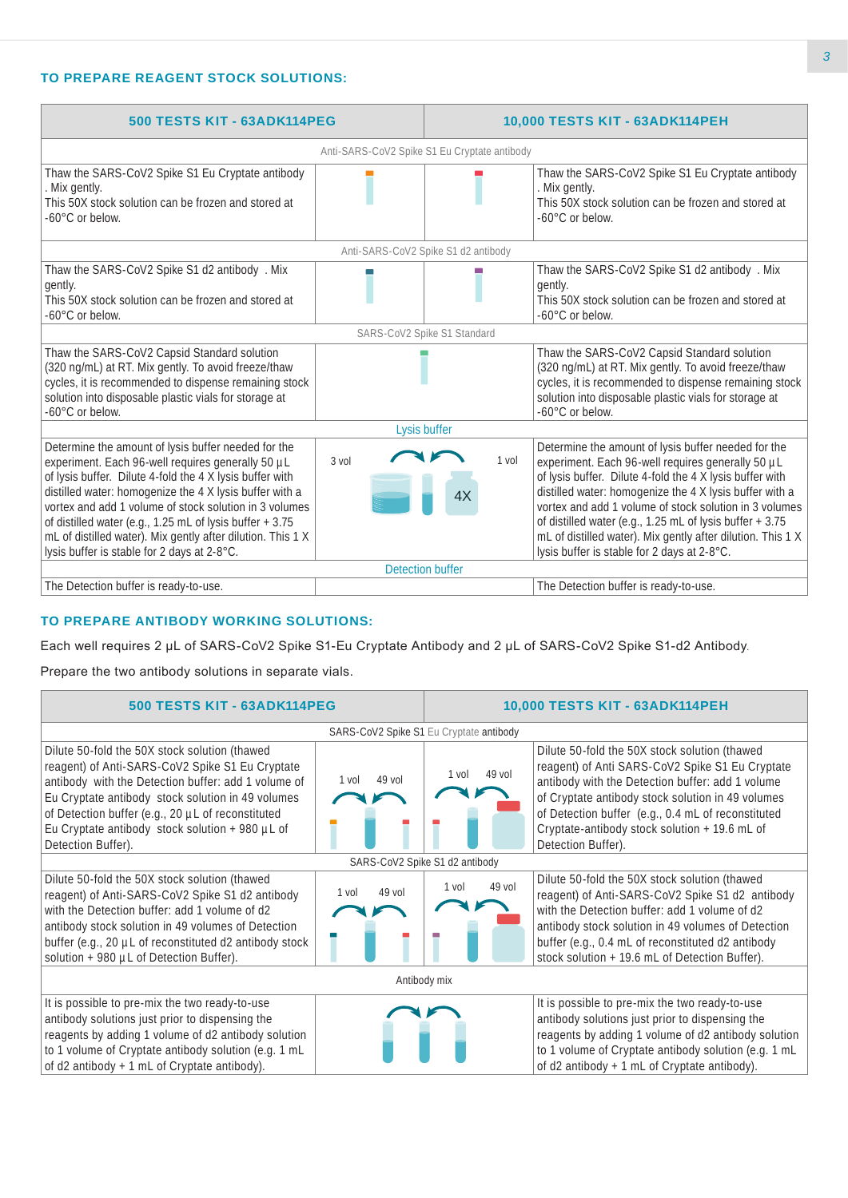### TO PREPARE REAGENT STOCK SOLUTIONS:

| 500 TESTS KIT - 63ADK114PEG | | | 10,000 TESTS KIT - 63ADK114PEH |
|---|---|---|---|
| Anti-SARS-CoV2 Spike S1 Eu Cryptate antibody | | | |
| Thaw the SARS-CoV2 Spike S1 Eu Cryptate antibody . Mix gently. This 50X stock solution can be frozen and stored at -60°C or below. | | | Thaw the SARS-CoV2 Spike S1 Eu Cryptate antibody . Mix gently. This 50X stock solution can be frozen and stored at -60°C or below. |
| Anti-SARS-CoV2 Spike S1 d2 antibody | | | |
| Thaw the SARS-CoV2 Spike S1 d2 antibody . Mix gently. This 50X stock solution can be frozen and stored at -60°C or below. | | | Thaw the SARS-CoV2 Spike S1 d2 antibody . Mix gently. This 50X stock solution can be frozen and stored at -60°C or below. |
| SARS-CoV2 Spike S1 Standard | | | |
| Thaw the SARS-CoV2 Capsid Standard solution (320 ng/mL) at RT. Mix gently. To avoid freeze/thaw cycles, it is recommended to dispense remaining stock solution into disposable plastic vials for storage at -60°C or below. | | | Thaw the SARS-CoV2 Capsid Standard solution (320 ng/mL) at RT. Mix gently. To avoid freeze/thaw cycles, it is recommended to dispense remaining stock solution into disposable plastic vials for storage at -60°C or below. |
| Lysis buffer | | | |
| Determine the amount of lysis buffer needed for the experiment. Each 96-well requires generally 50 µL of lysis buffer. Dilute 4-fold the 4 X lysis buffer with distilled water: homogenize the 4 X lysis buffer with a vortex and add 1 volume of stock solution in 3 volumes of distilled water (e.g., 1.25 mL of lysis buffer + 3.75 mL of distilled water). Mix gently after dilution. This 1 X lysis buffer is stable for 2 days at 2-8°C. | 3 vol | 1 vol 4X | Determine the amount of lysis buffer needed for the experiment. Each 96-well requires generally 50 µL of lysis buffer. Dilute 4-fold the 4 X lysis buffer with distilled water: homogenize the 4 X lysis buffer with a vortex and add 1 volume of stock solution in 3 volumes of distilled water (e.g., 1.25 mL of lysis buffer + 3.75 mL of distilled water). Mix gently after dilution. This 1 X lysis buffer is stable for 2 days at 2-8°C. |
| Detection buffer | | | |
| The Detection buffer is ready-to-use. | | | The Detection buffer is ready-to-use. |

### TO PREPARE ANTIBODY WORKING SOLUTIONS:

Each well requires 2 µL of SARS-CoV2 Spike S1-Eu Cryptate Antibody and 2 µL of SARS-CoV2 Spike S1-d2 Antibody.

Prepare the two antibody solutions in separate vials.

| 500 TESTS KIT - 63ADK114PEG | | | 10,000 TESTS KIT - 63ADK114PEH |
|---|---|---|---|
| SARS-CoV2 Spike S1 Eu Cryptate antibody | | | |
| Dilute 50-fold the 50X stock solution (thawed reagent) of Anti-SARS-CoV2 Spike S1 Eu Cryptate antibody with the Detection buffer: add 1 volume of Eu Cryptate antibody stock solution in 49 volumes of Detection buffer (e.g., 20 µL of reconstituted Eu Cryptate antibody stock solution + 980 µL of Detection Buffer). | 1 vol 49 vol | 1 vol 49 vol | Dilute 50-fold the 50X stock solution (thawed reagent) of Anti SARS-CoV2 Spike S1 Eu Cryptate antibody with the Detection buffer: add 1 volume of Cryptate antibody stock solution in 49 volumes of Detection buffer (e.g., 0.4 mL of reconstituted Cryptate-antibody stock solution + 19.6 mL of Detection Buffer). |
| SARS-CoV2 Spike S1 d2 antibody | | | |
| Dilute 50-fold the 50X stock solution (thawed reagent) of Anti-SARS-CoV2 Spike S1 d2 antibody with the Detection buffer: add 1 volume of d2 antibody stock solution in 49 volumes of Detection buffer (e.g., 20 µL of reconstituted d2 antibody stock solution + 980 µL of Detection Buffer). | 1 vol 49 vol | 1 vol 49 vol | Dilute 50-fold the 50X stock solution (thawed reagent) of Anti-SARS-CoV2 Spike S1 d2 antibody with the Detection buffer: add 1 volume of d2 antibody stock solution in 49 volumes of Detection buffer (e.g., 0.4 mL of reconstituted d2 antibody stock solution + 19.6 mL of Detection Buffer). |
| Antibody mix | | | |
| It is possible to pre-mix the two ready-to-use antibody solutions just prior to dispensing the reagents by adding 1 volume of d2 antibody solution to 1 volume of Cryptate antibody solution (e.g. 1 mL of d2 antibody + 1 mL of Cryptate antibody). | | | It is possible to pre-mix the two ready-to-use antibody solutions just prior to dispensing the reagents by adding 1 volume of d2 antibody solution to 1 volume of Cryptate antibody solution (e.g. 1 mL of d2 antibody + 1 mL of Cryptate antibody). |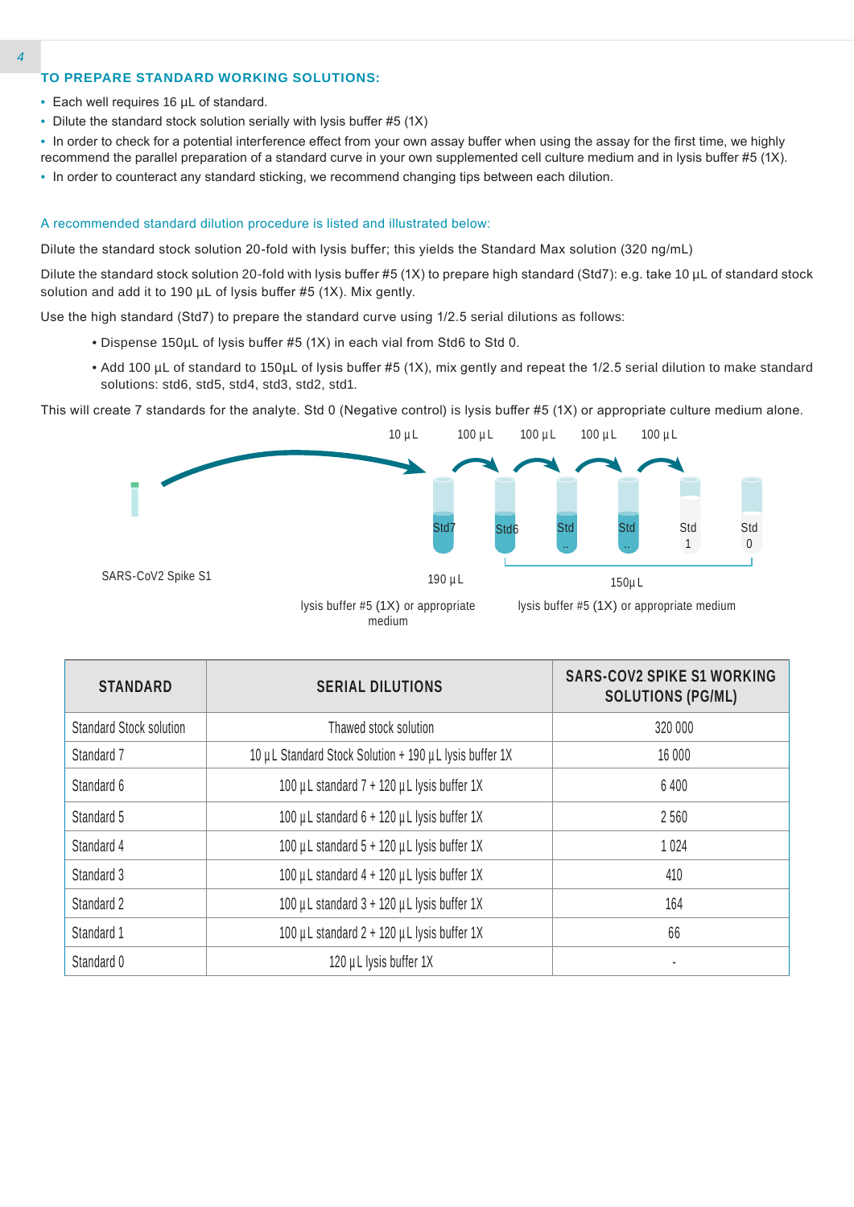## TO PREPARE STANDARD WORKING SOLUTIONS:

- Each well requires 16 µL of standard.
- Dilute the standard stock solution serially with lysis buffer #5 (1X)
- In order to check for a potential interference effect from your own assay buffer when using the assay for the first time, we highly recommend the parallel preparation of a standard curve in your own supplemented cell culture medium and in lysis buffer #5 (1X).
- In order to counteract any standard sticking, we recommend changing tips between each dilution.

A recommended standard dilution procedure is listed and illustrated below:

Dilute the standard stock solution 20-fold with lysis buffer; this yields the Standard Max solution (320 ng/mL)

Dilute the standard stock solution 20-fold with lysis buffer #5 (1X) to prepare high standard (Std7): e.g. take 10 µL of standard stock solution and add it to 190 µL of lysis buffer #5 (1X). Mix gently.

Use the high standard (Std7) to prepare the standard curve using 1/2.5 serial dilutions as follows:

- Dispense 150µL of lysis buffer #5 (1X) in each vial from Std6 to Std 0.
- Add 100 µL of standard to 150µL of lysis buffer #5 (1X), mix gently and repeat the 1/2.5 serial dilution to make standard solutions: std6, std5, std4, std3, std2, std1.

This will create 7 standards for the analyte. Std 0 (Negative control) is lysis buffer #5 (1X) or appropriate culture medium alone.

10 µL 100 µL 100 µL 100 µL 100 µL

Std7 Std6 Std .. Std .. Std 1 Std 0

SARS-CoV2 Spike S1

190 µL

lysis buffer #5 (1X) or appropriate medium

150µL

lysis buffer #5 (1X) or appropriate medium

| STANDARD | SERIAL DILUTIONS | SARS-COV2 SPIKE S1 WORKING SOLUTIONS (PG/ML) |
|---|---|---|
| Standard Stock solution | Thawed stock solution | 320 000 |
| Standard 7 | 10 µL Standard Stock Solution + 190 µL lysis buffer 1X | 16 000 |
| Standard 6 | 100 µL standard 7 + 120 µL lysis buffer 1X | 6 400 |
| Standard 5 | 100 µL standard 6 + 120 µL lysis buffer 1X | 2 560 |
| Standard 4 | 100 µL standard 5 + 120 µL lysis buffer 1X | 1 024 |
| Standard 3 | 100 µL standard 4 + 120 µL lysis buffer 1X | 410 |
| Standard 2 | 100 µL standard 3 + 120 µL lysis buffer 1X | 164 |
| Standard 1 | 100 µL standard 2 + 120 µL lysis buffer 1X | 66 |
| Standard 0 | 120 µL lysis buffer 1X | - |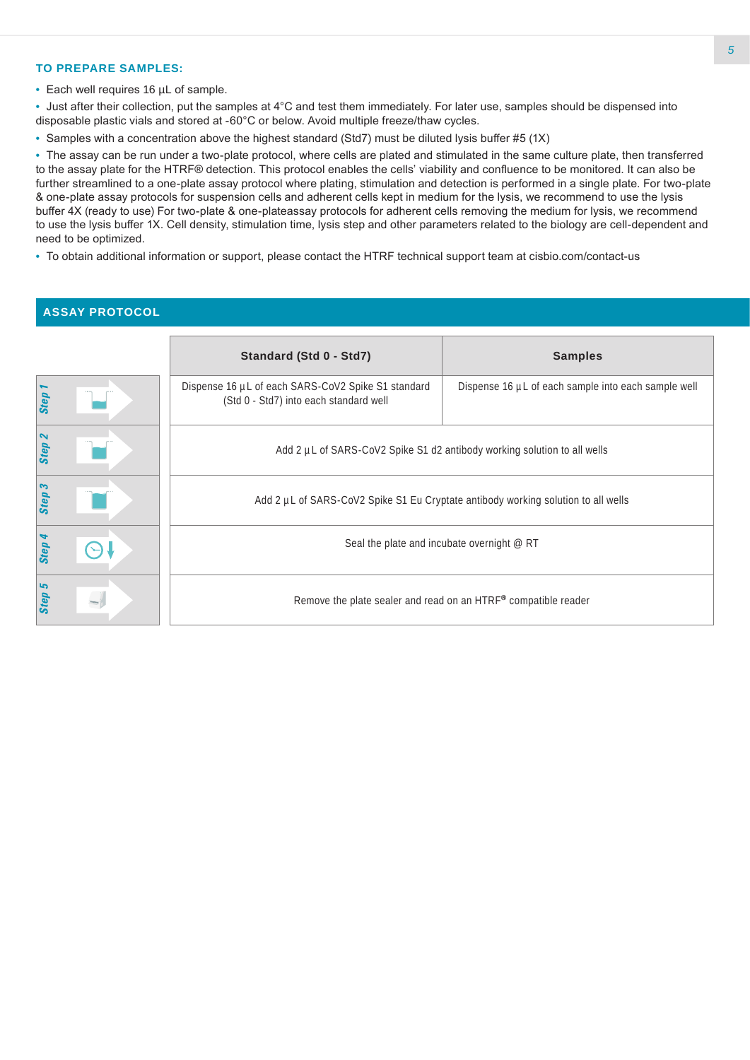### TO PREPARE SAMPLES:

- Each well requires 16 µL of sample.
- Just after their collection, put the samples at 4°C and test them immediately. For later use, samples should be dispensed into disposable plastic vials and stored at -60°C or below. Avoid multiple freeze/thaw cycles.
- Samples with a concentration above the highest standard (Std7) must be diluted lysis buffer #5 (1X)
- The assay can be run under a two-plate protocol, where cells are plated and stimulated in the same culture plate, then transferred to the assay plate for the HTRF® detection. This protocol enables the cells' viability and confluence to be monitored. It can also be further streamlined to a one-plate assay protocol where plating, stimulation and detection is performed in a single plate. For two-plate & one-plate assay protocols for suspension cells and adherent cells kept in medium for the lysis, we recommend to use the lysis buffer 4X (ready to use) For two-plate & one-plateassay protocols for adherent cells removing the medium for lysis, we recommend to use the lysis buffer 1X. Cell density, stimulation time, lysis step and other parameters related to the biology are cell-dependent and need to be optimized.
- To obtain additional information or support, please contact the HTRF technical support team at cisbio.com/contact-us

## ASSAY PROTOCOL

| | Standard (Std 0 - Std7) | Samples |
|---|---|---|
| Step 1 | Dispense 16 µL of each SARS-CoV2 Spike S1 standard (Std 0 - Std7) into each standard well | Dispense 16 µL of each sample into each sample well |
| Step 2 | Add 2 µL of SARS-CoV2 Spike S1 d2 antibody working solution to all wells | |
| Step 3 | Add 2 µL of SARS-CoV2 Spike S1 Eu Cryptate antibody working solution to all wells | |
| Step 4 | Seal the plate and incubate overnight @ RT | |
| Step 5 | Remove the plate sealer and read on an HTRF® compatible reader | |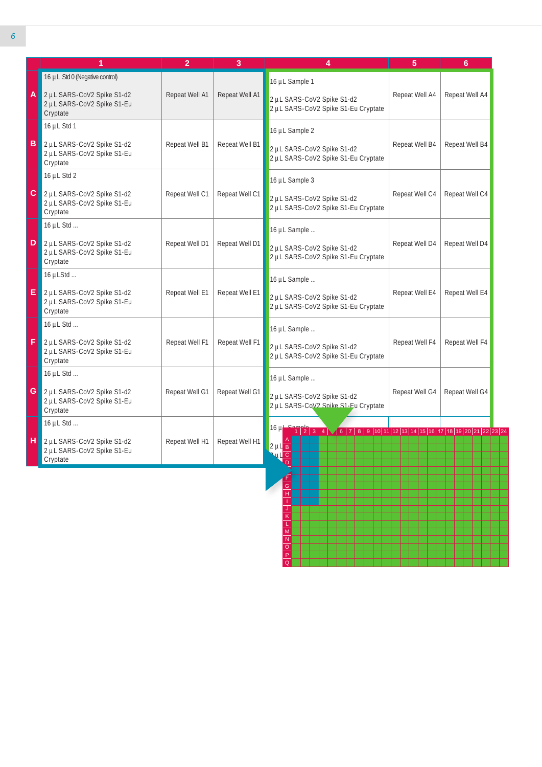| | 1 | 2 | 3 | 4 | 5 | 6 |
|---|---|---|---|---|---|---|
| A | 16 µL Std 0 (Negative control) 2 µL SARS-CoV2 Spike S1-d2 2 µL SARS-CoV2 Spike S1-Eu Cryptate | Repeat Well A1 | Repeat Well A1 | 16 µL Sample 1 2 µL SARS-CoV2 Spike S1-d2 2 µL SARS-CoV2 Spike S1-Eu Cryptate | Repeat Well A4 | Repeat Well A4 |
| B | 16 µL Std 1 2 µL SARS-CoV2 Spike S1-d2 2 µL SARS-CoV2 Spike S1-Eu Cryptate | Repeat Well B1 | Repeat Well B1 | 16 µL Sample 2 2 µL SARS-CoV2 Spike S1-d2 2 µL SARS-CoV2 Spike S1-Eu Cryptate | Repeat Well B4 | Repeat Well B4 |
| C | 16 µL Std 2 2 µL SARS-CoV2 Spike S1-d2 2 µL SARS-CoV2 Spike S1-Eu Cryptate | Repeat Well C1 | Repeat Well C1 | 16 µL Sample 3 2 µL SARS-CoV2 Spike S1-d2 2 µL SARS-CoV2 Spike S1-Eu Cryptate | Repeat Well C4 | Repeat Well C4 |
| D | 16 µL Std ... 2 µL SARS-CoV2 Spike S1-d2 2 µL SARS-CoV2 Spike S1-Eu Cryptate | Repeat Well D1 | Repeat Well D1 | 16 µL Sample ... 2 µL SARS-CoV2 Spike S1-d2 2 µL SARS-CoV2 Spike S1-Eu Cryptate | Repeat Well D4 | Repeat Well D4 |
| E | 16 µLStd ... 2 µL SARS-CoV2 Spike S1-d2 2 µL SARS-CoV2 Spike S1-Eu Cryptate | Repeat Well E1 | Repeat Well E1 | 16 µL Sample ... 2 µL SARS-CoV2 Spike S1-d2 2 µL SARS-CoV2 Spike S1-Eu Cryptate | Repeat Well E4 | Repeat Well E4 |
| F | 16 µL Std ... 2 µL SARS-CoV2 Spike S1-d2 2 µL SARS-CoV2 Spike S1-Eu Cryptate | Repeat Well F1 | Repeat Well F1 | 16 µL Sample ... 2 µL SARS-CoV2 Spike S1-d2 2 µL SARS-CoV2 Spike S1-Eu Cryptate | Repeat Well F4 | Repeat Well F4 |
| G | 16 µL Std ... 2 µL SARS-CoV2 Spike S1-d2 2 µL SARS-CoV2 Spike S1-Eu Cryptate | Repeat Well G1 | Repeat Well G1 | 16 µL Sample ... 2 µL SARS-CoV2 Spike S1-d2 2 µL SARS-CoV2 Spike S1-Eu Cryptate | Repeat Well G4 | Repeat Well G4 |
| H | 16 µL Std ... 2 µL SARS-CoV2 Spike S1-d2 2 µL SARS-CoV2 Spike S1-Eu Cryptate | Repeat Well H1 | Repeat Well H1 | 16 µL Sample ... 2 µL ... 2 µL ... | | |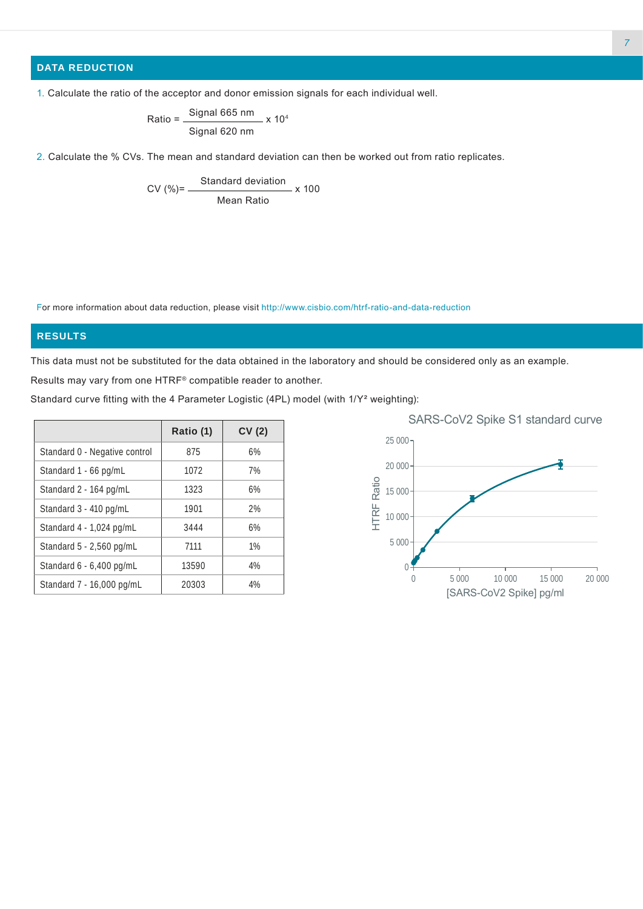## DATA REDUCTION

1. Calculate the ratio of the acceptor and donor emission signals for each individual well.

$$\text{Ratio} = \frac{\text{Signal 665 nm}}{\text{Signal 620 nm}} \times 10^4$$

2. Calculate the % CVs. The mean and standard deviation can then be worked out from ratio replicates.

$$\text{CV (\%)} = \frac{\text{Standard deviation}}{\text{Mean Ratio}} \times 100$$

For more information about data reduction, please visit http://www.cisbio.com/htrf-ratio-and-data-reduction

## RESULTS

This data must not be substituted for the data obtained in the laboratory and should be considered only as an example.

Results may vary from one HTRF® compatible reader to another.

Standard curve fitting with the 4 Parameter Logistic (4PL) model (with $1/Y^2$ weighting):

| | Ratio (1) | CV (2) |
|---|---|---|
| Standard 0 - Negative control | 875 | 6% |
| Standard 1 - 66 pg/mL | 1072 | 7% |
| Standard 2 - 164 pg/mL | 1323 | 6% |
| Standard 3 - 410 pg/mL | 1901 | 2% |
| Standard 4 - 1,024 pg/mL | 3444 | 6% |
| Standard 5 - 2,560 pg/mL | 7111 | 1% |
| Standard 6 - 6,400 pg/mL | 13590 | 4% |
| Standard 7 - 16,000 pg/mL | 20303 | 4% |

SARS-CoV2 Spike S1 standard curve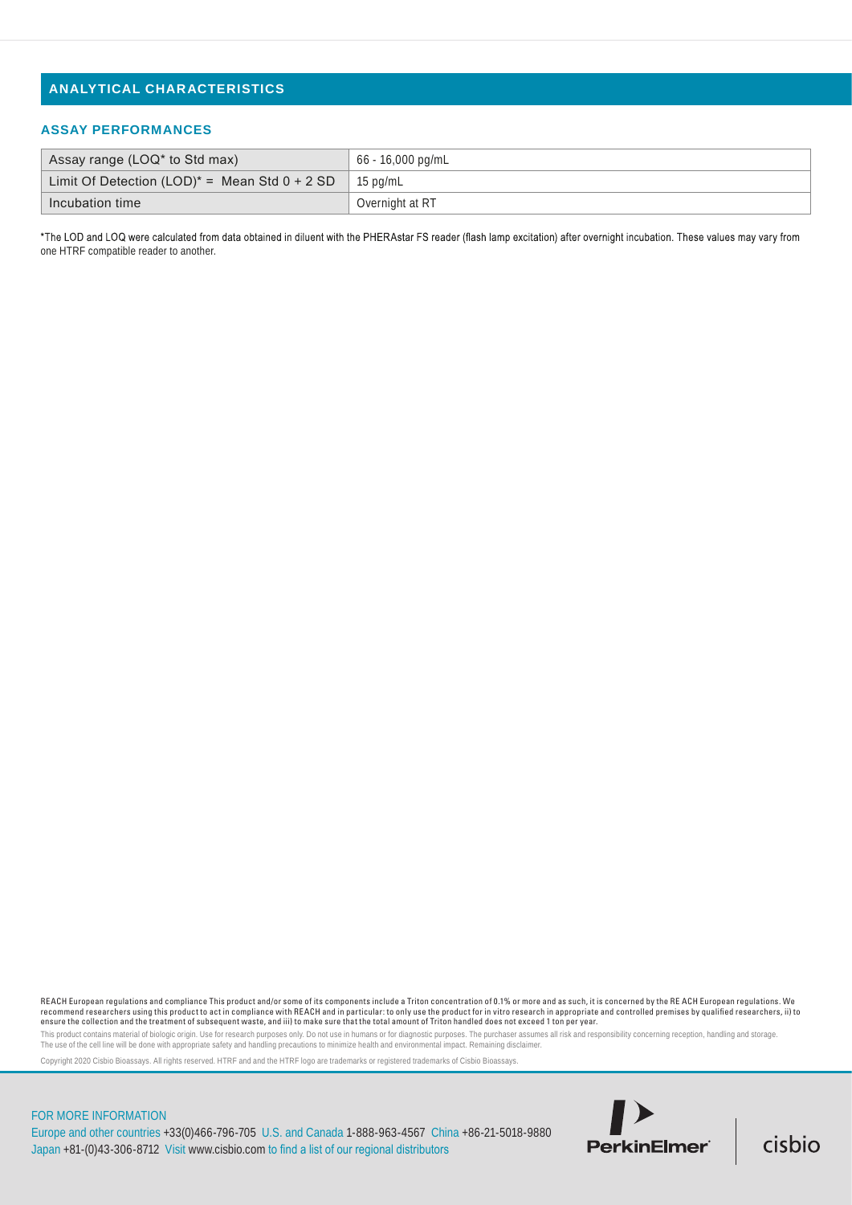## ANALYTICAL CHARACTERISTICS

### ASSAY PERFORMANCES

| | |
|---|---|
| Assay range (LOQ* to Std max) | 66 - 16,000 pg/mL |
| Limit Of Detection (LOD)* = Mean Std 0 + 2 SD | 15 pg/mL |
| Incubation time | Overnight at RT |

*The LOD and LOQ were calculated from data obtained in diluent with the PHERAstar FS reader (flash lamp excitation) after overnight incubation. These values may vary from one HTRF compatible reader to another.

REACH European regulations and compliance This product and/or some of its components include a Triton concentration of 0.1% or more and as such, it is concerned by the RE ACH European regulations. We recommend researchers using this product to act in compliance with REACH and in particular: to only use the product for in vitro research in appropriate and controlled premises by qualified researchers, ii) to ensure the collection and the treatment of subsequent waste, and iii) to make sure that the total amount of Triton handled does not exceed 1 ton per year.

This product contains material of biologic origin. Use for research purposes only. Do not use in humans or for diagnostic purposes. The purchaser assumes all risk and responsibility concerning reception, handling and storage. The use of the cell line will be done with appropriate safety and handling precautions to minimize health and environmental impact. Remaining disclaimer.

Copyright 2020 Cisbio Bioassays. All rights reserved. HTRF and and the HTRF logo are trademarks or registered trademarks of Cisbio Bioassays.

FOR MORE INFORMATION

Europe and other countries +33(0)466-796-705 U.S. and Canada 1-888-963-4567 China +86-21-5018-9880 Japan +81-(0)43-306-8712 Visit www.cisbio.com to find a list of our regional distributors

PerkinElmer

cisbio